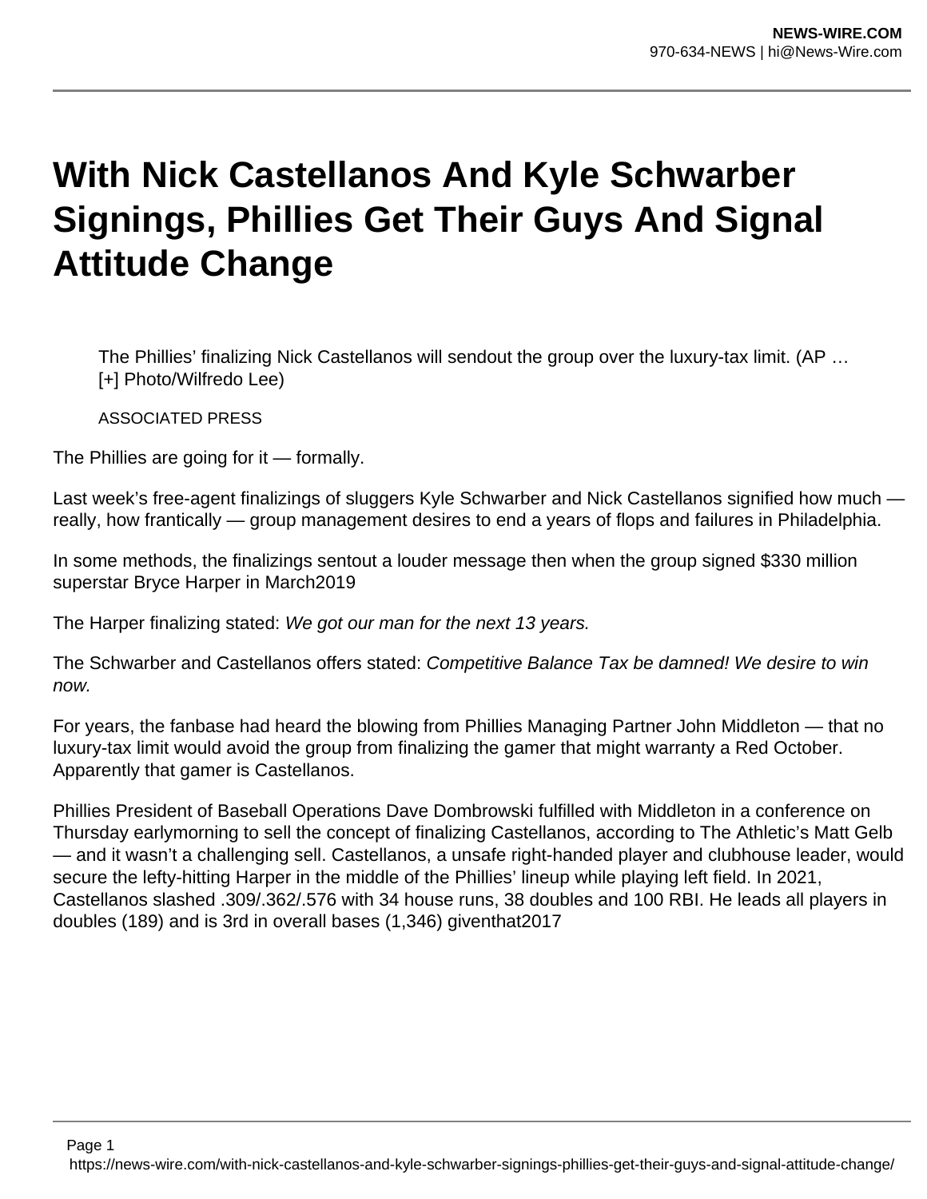# With Nick Castellanos And Kyle Schwarber Signings, Phillies Get Their Guys And Signal Attitude Change

> The Phillies' finalizing Nick Castellanos will sendout the group over the luxury-tax limit. (AP … [+] Photo/Wilfredo Lee)
>
> ASSOCIATED PRESS

The Phillies are going for it — formally.

Last week's free-agent finalizings of sluggers Kyle Schwarber and Nick Castellanos signified how much — really, how frantically — group management desires to end a years of flops and failures in Philadelphia.

In some methods, the finalizings sentout a louder message then when the group signed $330 million superstar Bryce Harper in March2019

The Harper finalizing stated: *We got our man for the next 13 years.*

The Schwarber and Castellanos offers stated: *Competitive Balance Tax be damned! We desire to win now.*

For years, the fanbase had heard the blowing from Phillies Managing Partner John Middleton — that no luxury-tax limit would avoid the group from finalizing the gamer that might warranty a Red October. Apparently that gamer is Castellanos.

Phillies President of Baseball Operations Dave Dombrowski fulfilled with Middleton in a conference on Thursday earlymorning to sell the concept of finalizing Castellanos, according to The Athletic's Matt Gelb — and it wasn't a challenging sell. Castellanos, a unsafe right-handed player and clubhouse leader, would secure the lefty-hitting Harper in the middle of the Phillies' lineup while playing left field. In 2021, Castellanos slashed .309/.362/.576 with 34 house runs, 38 doubles and 100 RBI. He leads all players in doubles (189) and is 3rd in overall bases (1,346) giventhat2017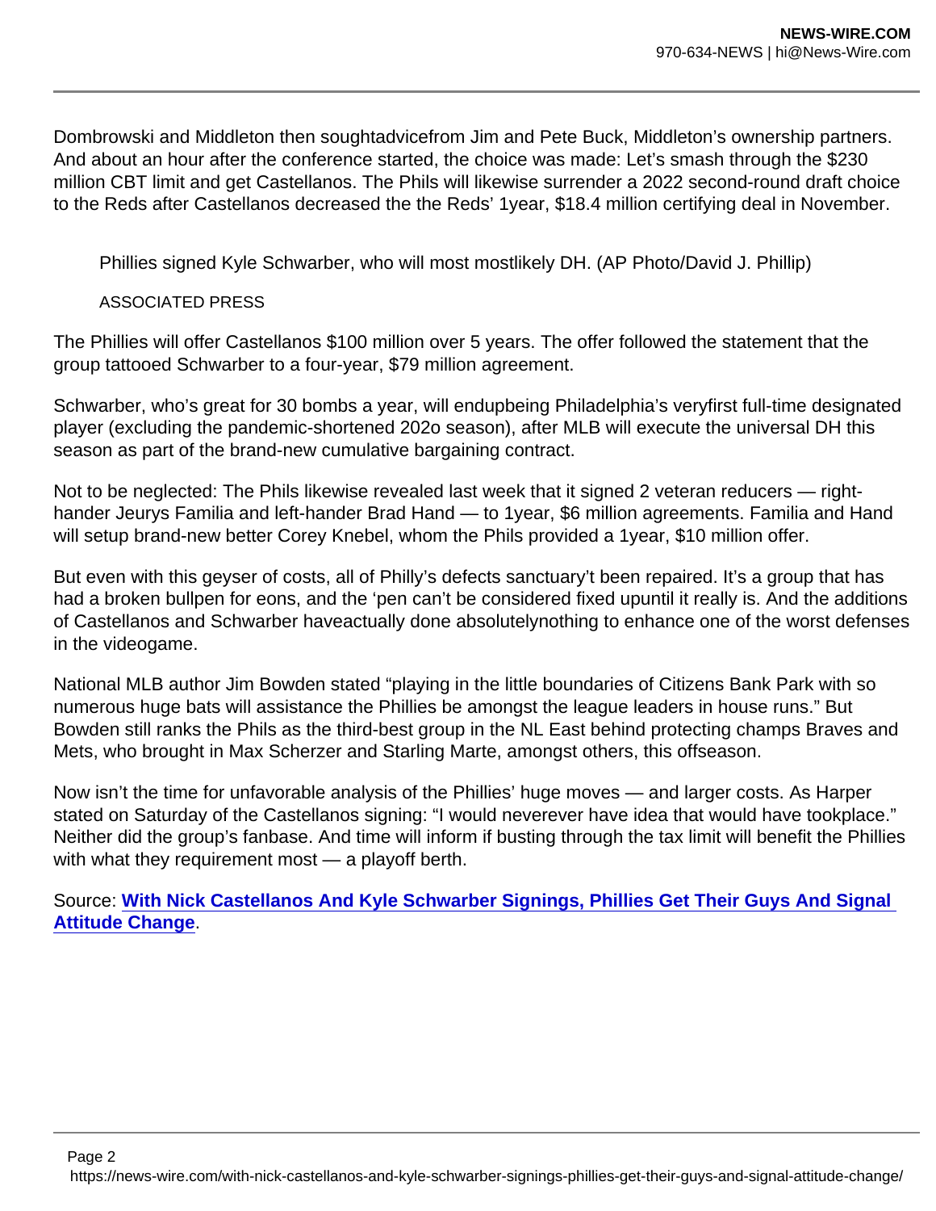Dombrowski and Middleton then soughtadvicefrom Jim and Pete Buck, Middleton's ownership partners. And about an hour after the conference started, the choice was made: Let's smash through the $230 million CBT limit and get Castellanos. The Phils will likewise surrender a 2022 second-round draft choice to the Reds after Castellanos decreased the the Reds' 1year, $18.4 million certifying deal in November.

Phillies signed Kyle Schwarber, who will most mostlikely DH. (AP Photo/David J. Phillip)

ASSOCIATED PRESS

The Phillies will offer Castellanos $100 million over 5 years. The offer followed the statement that the group tattooed Schwarber to a four-year, $79 million agreement.

Schwarber, who's great for 30 bombs a year, will endupbeing Philadelphia's veryfirst full-time designated player (excluding the pandemic-shortened 202o season), after MLB will execute the universal DH this season as part of the brand-new cumulative bargaining contract.

Not to be neglected: The Phils likewise revealed last week that it signed 2 veteran reducers — right-hander Jeurys Familia and left-hander Brad Hand — to 1year, $6 million agreements. Familia and Hand will setup brand-new better Corey Knebel, whom the Phils provided a 1year, $10 million offer.

But even with this geyser of costs, all of Philly's defects sanctuary't been repaired. It's a group that has had a broken bullpen for eons, and the 'pen can't be considered fixed upuntil it really is. And the additions of Castellanos and Schwarber haveactually done absolutelynothing to enhance one of the worst defenses in the videogame.

National MLB author Jim Bowden stated "playing in the little boundaries of Citizens Bank Park with so numerous huge bats will assistance the Phillies be amongst the league leaders in house runs." But Bowden still ranks the Phils as the third-best group in the NL East behind protecting champs Braves and Mets, who brought in Max Scherzer and Starling Marte, amongst others, this offseason.

Now isn't the time for unfavorable analysis of the Phillies' huge moves — and larger costs. As Harper stated on Saturday of the Castellanos signing: "I would neverever have idea that would have tookplace." Neither did the group's fanbase. And time will inform if busting through the tax limit will benefit the Phillies with what they requirement most — a playoff berth.

Source: **[With Nick Castellanos And Kyle Schwarber Signings, Phillies Get Their Guys And Signal Attitude Change](https://news-wire.com/with-nick-castellanos-and-kyle-schwarber-signings-phillies-get-their-guys-and-signal-attitude-change/)**.